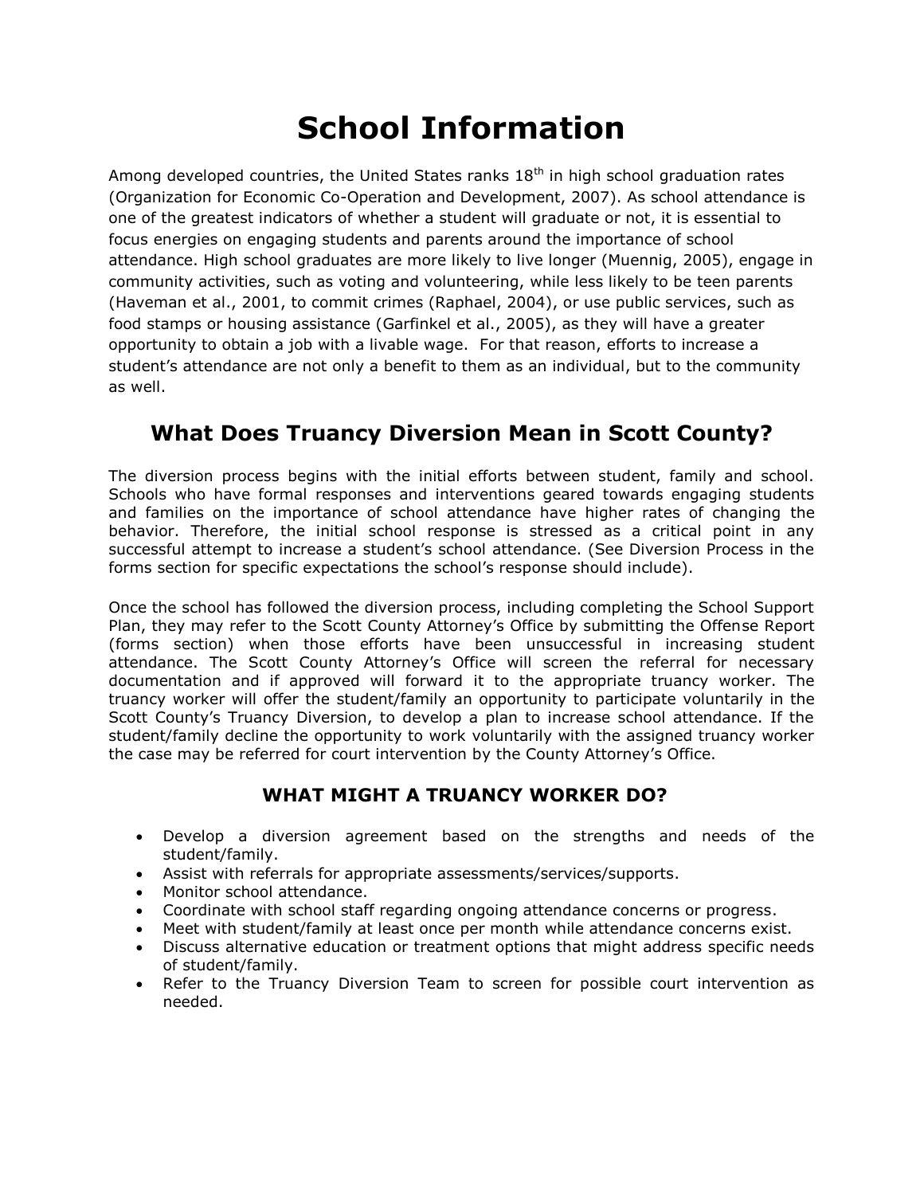# School Information

Among developed countries, the United States ranks 18th in high school graduation rates (Organization for Economic Co-Operation and Development, 2007). As school attendance is one of the greatest indicators of whether a student will graduate or not, it is essential to focus energies on engaging students and parents around the importance of school attendance. High school graduates are more likely to live longer (Muennig, 2005), engage in community activities, such as voting and volunteering, while less likely to be teen parents (Haveman et al., 2001, to commit crimes (Raphael, 2004), or use public services, such as food stamps or housing assistance (Garfinkel et al., 2005), as they will have a greater opportunity to obtain a job with a livable wage. For that reason, efforts to increase a student's attendance are not only a benefit to them as an individual, but to the community as well.

## What Does Truancy Diversion Mean in Scott County?

The diversion process begins with the initial efforts between student, family and school. Schools who have formal responses and interventions geared towards engaging students and families on the importance of school attendance have higher rates of changing the behavior. Therefore, the initial school response is stressed as a critical point in any successful attempt to increase a student's school attendance. (See Diversion Process in the forms section for specific expectations the school's response should include).

Once the school has followed the diversion process, including completing the School Support Plan, they may refer to the Scott County Attorney's Office by submitting the Offense Report (forms section) when those efforts have been unsuccessful in increasing student attendance. The Scott County Attorney's Office will screen the referral for necessary documentation and if approved will forward it to the appropriate truancy worker. The truancy worker will offer the student/family an opportunity to participate voluntarily in the Scott County's Truancy Diversion, to develop a plan to increase school attendance. If the student/family decline the opportunity to work voluntarily with the assigned truancy worker the case may be referred for court intervention by the County Attorney's Office.

### WHAT MIGHT A TRUANCY WORKER DO?

- Develop a diversion agreement based on the strengths and needs of the student/family.
- Assist with referrals for appropriate assessments/services/supports.
- Monitor school attendance.
- Coordinate with school staff regarding ongoing attendance concerns or progress.
- Meet with student/family at least once per month while attendance concerns exist.
- Discuss alternative education or treatment options that might address specific needs of student/family.
- Refer to the Truancy Diversion Team to screen for possible court intervention as needed.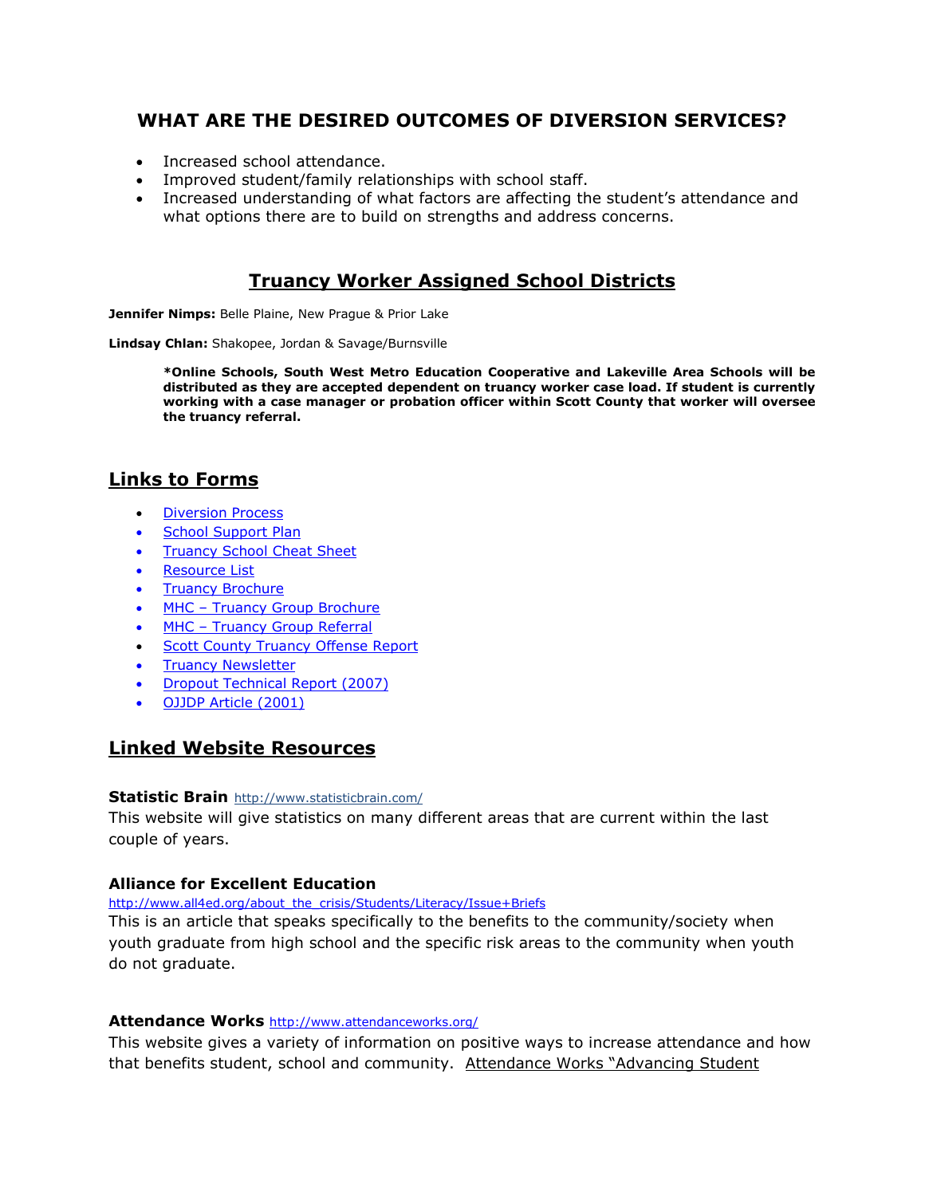## WHAT ARE THE DESIRED OUTCOMES OF DIVERSION SERVICES?

- Increased school attendance.
- Improved student/family relationships with school staff.
- Increased understanding of what factors are affecting the student's attendance and what options there are to build on strengths and address concerns.

## Truancy Worker Assigned School Districts

**Jennifer Nimps:** Belle Plaine, New Prague & Prior Lake

**Lindsay Chlan:** Shakopee, Jordan & Savage/Burnsville

> ***Online Schools, South West Metro Education Cooperative and Lakeville Area Schools will be distributed as they are accepted dependent on truancy worker case load. If student is currently working with a case manager or probation officer within Scott County that worker will oversee the truancy referral.**

## Links to Forms

- Diversion Process
- School Support Plan
- Truancy School Cheat Sheet
- Resource List
- Truancy Brochure
- MHC – Truancy Group Brochure
- MHC – Truancy Group Referral
- Scott County Truancy Offense Report
- Truancy Newsletter
- Dropout Technical Report (2007)
- OJJDP Article (2001)

## Linked Website Resources

**Statistic Brain** http://www.statisticbrain.com/

This website will give statistics on many different areas that are current within the last couple of years.

**Alliance for Excellent Education**

http://www.all4ed.org/about_the_crisis/Students/Literacy/Issue+Briefs

This is an article that speaks specifically to the benefits to the community/society when youth graduate from high school and the specific risk areas to the community when youth do not graduate.

**Attendance Works** http://www.attendanceworks.org/

This website gives a variety of information on positive ways to increase attendance and how that benefits student, school and community. Attendance Works "Advancing Student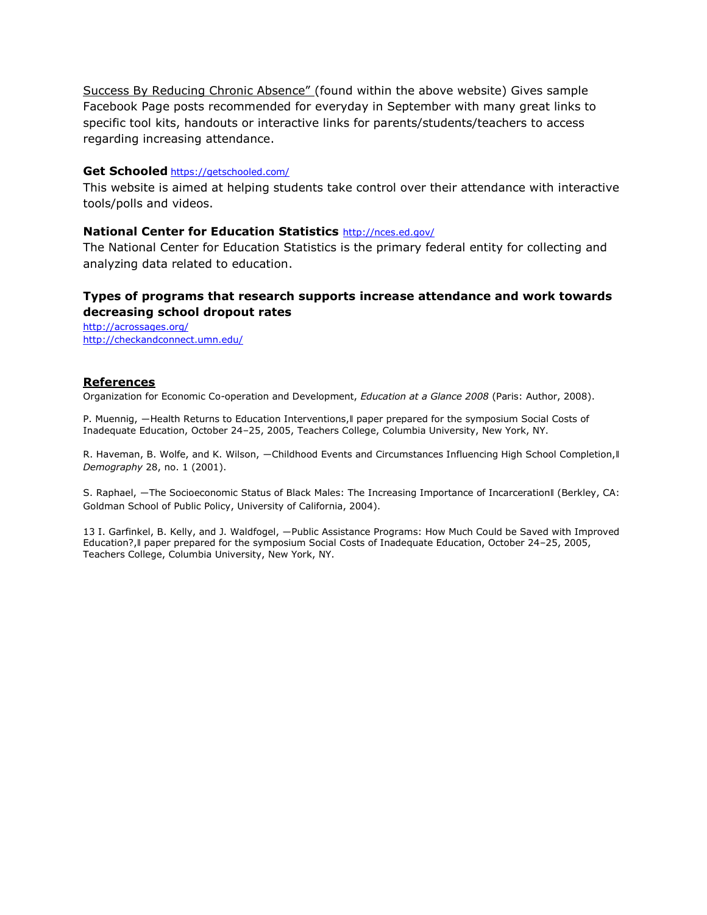Success By Reducing Chronic Absence" (found within the above website) Gives sample Facebook Page posts recommended for everyday in September with many great links to specific tool kits, handouts or interactive links for parents/students/teachers to access regarding increasing attendance.

**Get Schooled** https://getschooled.com/

This website is aimed at helping students take control over their attendance with interactive tools/polls and videos.

**National Center for Education Statistics** http://nces.ed.gov/

The National Center for Education Statistics is the primary federal entity for collecting and analyzing data related to education.

**Types of programs that research supports increase attendance and work towards decreasing school dropout rates**

http://acrossages.org/
http://checkandconnect.umn.edu/

## References

Organization for Economic Co-operation and Development, *Education at a Glance 2008* (Paris: Author, 2008).

P. Muennig, ―Health Returns to Education Interventions,‖ paper prepared for the symposium Social Costs of Inadequate Education, October 24–25, 2005, Teachers College, Columbia University, New York, NY.

R. Haveman, B. Wolfe, and K. Wilson, ―Childhood Events and Circumstances Influencing High School Completion,‖ *Demography* 28, no. 1 (2001).

S. Raphael, ―The Socioeconomic Status of Black Males: The Increasing Importance of Incarceration‖ (Berkley, CA: Goldman School of Public Policy, University of California, 2004).

13 I. Garfinkel, B. Kelly, and J. Waldfogel, ―Public Assistance Programs: How Much Could be Saved with Improved Education?,‖ paper prepared for the symposium Social Costs of Inadequate Education, October 24–25, 2005, Teachers College, Columbia University, New York, NY.